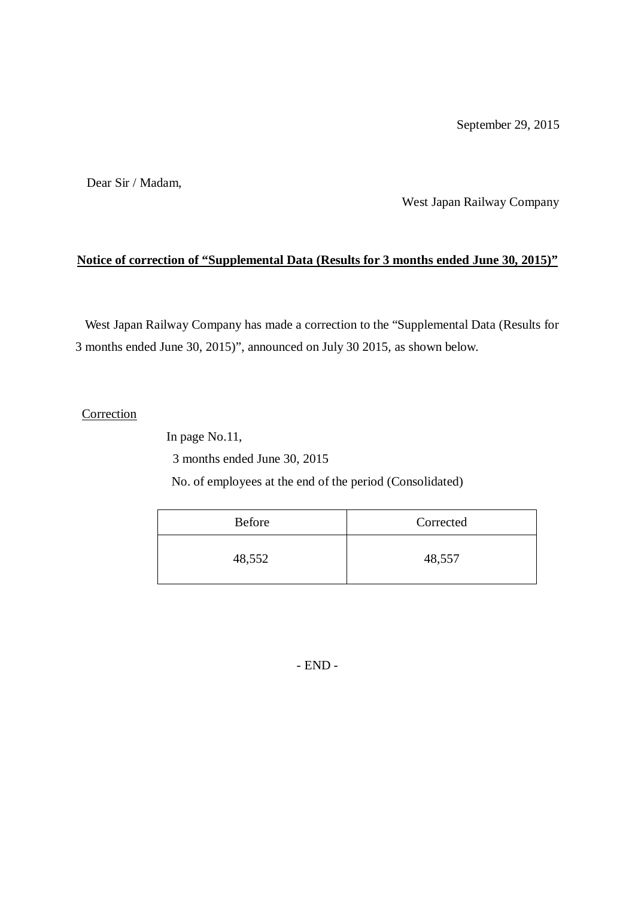September 29, 2015

Dear Sir / Madam,

West Japan Railway Company

**Notice of correction of "Supplemental Data (Results for 3 months ended June 30, 2015)"**

West Japan Railway Company has made a correction to the "Supplemental Data (Results for 3 months ended June 30, 2015)", announced on July 30 2015, as shown below.

Correction

In page No.11,

3 months ended June 30, 2015

No. of employees at the end of the period (Consolidated)

| Before | Corrected |
|---|---|
| 48,552 | 48,557 |

- END -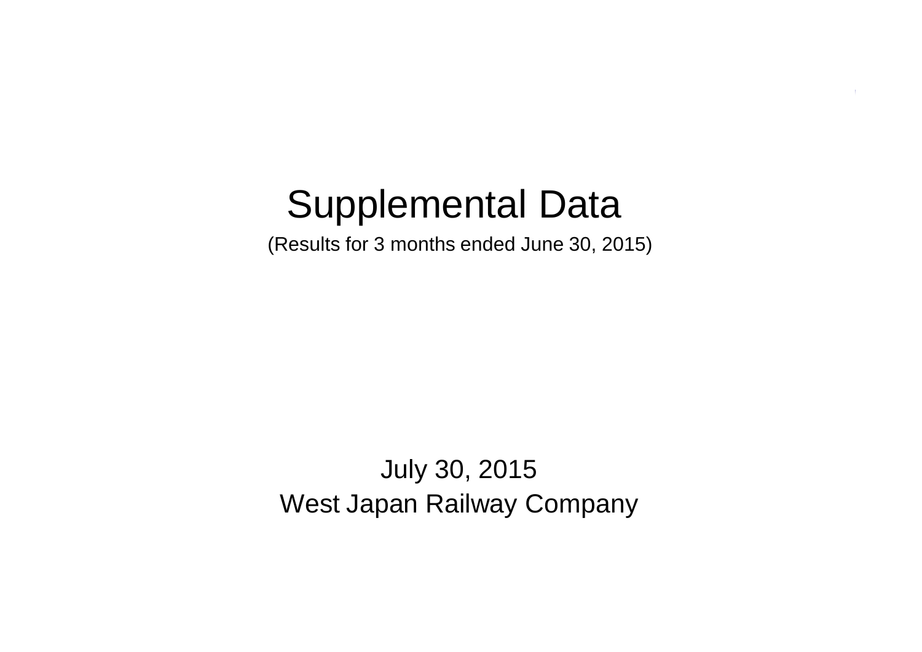# Supplemental Data

(Results for 3 months ended June 30, 2015)

July 30, 2015

West Japan Railway Company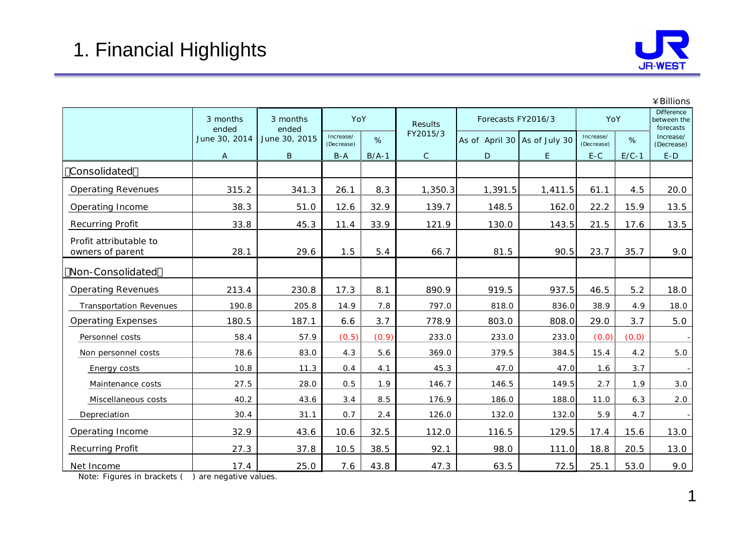# 1. Financial Highlights

¥Billions

| | 3 months ended June 30, 2014 | 3 months ended June 30, 2015 | YoY | | Results FY2015/3 | Forecasts FY2016/3 | | YoY | | Difference between the forecasts |
|---|---|---|---|---|---|---|---|---|---|---|
| | | | Increase/ (Decrease) | % | | As of April 30 | As of July 30 | Increase/ (Decrease) | % | Increase/ (Decrease) |
| | A | B | B-A | B/A-1 | C | D | E | E-C | E/C-1 | E-D |
| 【Consolidated】 | | | | | | | | | | |
| Operating Revenues | 315.2 | 341.3 | 26.1 | 8.3 | 1,350.3 | 1,391.5 | 1,411.5 | 61.1 | 4.5 | 20.0 |
| Operating Income | 38.3 | 51.0 | 12.6 | 32.9 | 139.7 | 148.5 | 162.0 | 22.2 | 15.9 | 13.5 |
| Recurring Profit | 33.8 | 45.3 | 11.4 | 33.9 | 121.9 | 130.0 | 143.5 | 21.5 | 17.6 | 13.5 |
| Profit attributable to owners of parent | 28.1 | 29.6 | 1.5 | 5.4 | 66.7 | 81.5 | 90.5 | 23.7 | 35.7 | 9.0 |
| 【Non-Consolidated】 | | | | | | | | | | |
| Operating Revenues | 213.4 | 230.8 | 17.3 | 8.1 | 890.9 | 919.5 | 937.5 | 46.5 | 5.2 | 18.0 |
| Transportation Revenues | 190.8 | 205.8 | 14.9 | 7.8 | 797.0 | 818.0 | 836.0 | 38.9 | 4.9 | 18.0 |
| Operating Expenses | 180.5 | 187.1 | 6.6 | 3.7 | 778.9 | 803.0 | 808.0 | 29.0 | 3.7 | 5.0 |
| Personnel costs | 58.4 | 57.9 | (0.5) | (0.9) | 233.0 | 233.0 | 233.0 | (0.0) | (0.0) | - |
| Non personnel costs | 78.6 | 83.0 | 4.3 | 5.6 | 369.0 | 379.5 | 384.5 | 15.4 | 4.2 | 5.0 |
| Energy costs | 10.8 | 11.3 | 0.4 | 4.1 | 45.3 | 47.0 | 47.0 | 1.6 | 3.7 | - |
| Maintenance costs | 27.5 | 28.0 | 0.5 | 1.9 | 146.7 | 146.5 | 149.5 | 2.7 | 1.9 | 3.0 |
| Miscellaneous costs | 40.2 | 43.6 | 3.4 | 8.5 | 176.9 | 186.0 | 188.0 | 11.0 | 6.3 | 2.0 |
| Depreciation | 30.4 | 31.1 | 0.7 | 2.4 | 126.0 | 132.0 | 132.0 | 5.9 | 4.7 | - |
| Operating Income | 32.9 | 43.6 | 10.6 | 32.5 | 112.0 | 116.5 | 129.5 | 17.4 | 15.6 | 13.0 |
| Recurring Profit | 27.3 | 37.8 | 10.5 | 38.5 | 92.1 | 98.0 | 111.0 | 18.8 | 20.5 | 13.0 |
| Net Income | 17.4 | 25.0 | 7.6 | 43.8 | 47.3 | 63.5 | 72.5 | 25.1 | 53.0 | 9.0 |

Note: Figures in brackets ( ) are negative values.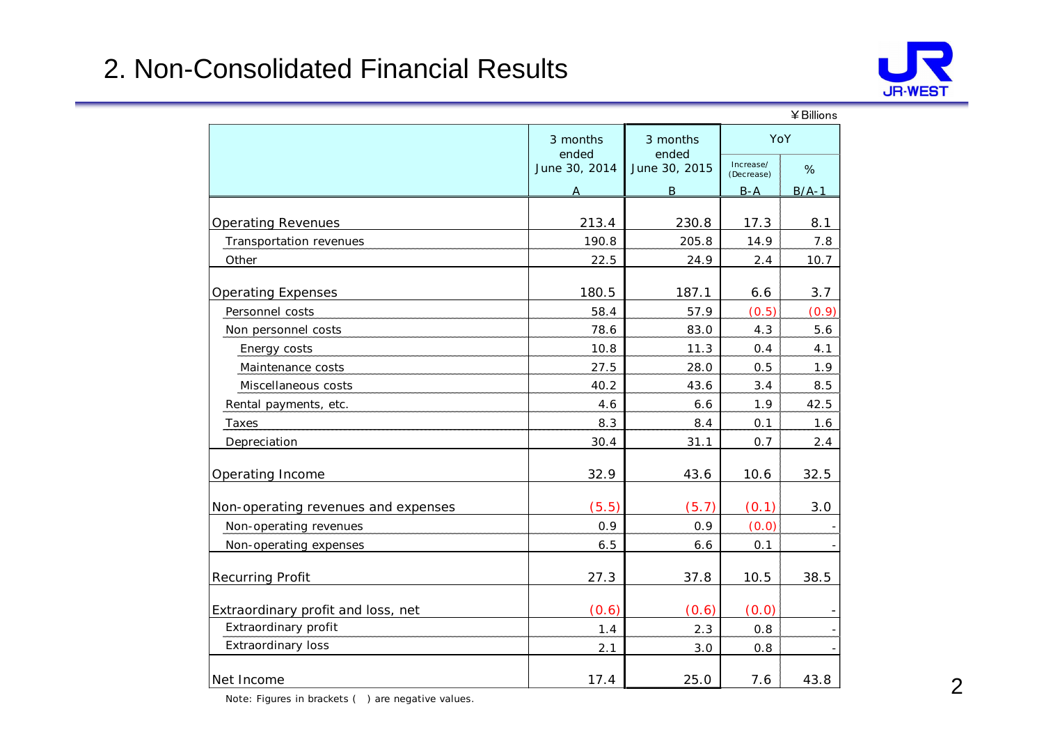## 2. Non-Consolidated Financial Results

¥Billions

| | 3 months ended June 30, 2014 | 3 months ended June 30, 2015 | YoY | |
|---|---|---|---|---|
| | | | Increase/ (Decrease) | % |
| | A | B | B-A | B/A-1 |
| Operating Revenues | 213.4 | 230.8 | 17.3 | 8.1 |
| Transportation revenues | 190.8 | 205.8 | 14.9 | 7.8 |
| Other | 22.5 | 24.9 | 2.4 | 10.7 |
| Operating Expenses | 180.5 | 187.1 | 6.6 | 3.7 |
| Personnel costs | 58.4 | 57.9 | (0.5) | (0.9) |
| Non personnel costs | 78.6 | 83.0 | 4.3 | 5.6 |
| Energy costs | 10.8 | 11.3 | 0.4 | 4.1 |
| Maintenance costs | 27.5 | 28.0 | 0.5 | 1.9 |
| Miscellaneous costs | 40.2 | 43.6 | 3.4 | 8.5 |
| Rental payments, etc. | 4.6 | 6.6 | 1.9 | 42.5 |
| Taxes | 8.3 | 8.4 | 0.1 | 1.6 |
| Depreciation | 30.4 | 31.1 | 0.7 | 2.4 |
| Operating Income | 32.9 | 43.6 | 10.6 | 32.5 |
| Non-operating revenues and expenses | (5.5) | (5.7) | (0.1) | 3.0 |
| Non-operating revenues | 0.9 | 0.9 | (0.0) | - |
| Non-operating expenses | 6.5 | 6.6 | 0.1 | - |
| Recurring Profit | 27.3 | 37.8 | 10.5 | 38.5 |
| Extraordinary profit and loss, net | (0.6) | (0.6) | (0.0) | - |
| Extraordinary profit | 1.4 | 2.3 | 0.8 | - |
| Extraordinary loss | 2.1 | 3.0 | 0.8 | - |
| Net Income | 17.4 | 25.0 | 7.6 | 43.8 |

Note: Figures in brackets ( ) are negative values.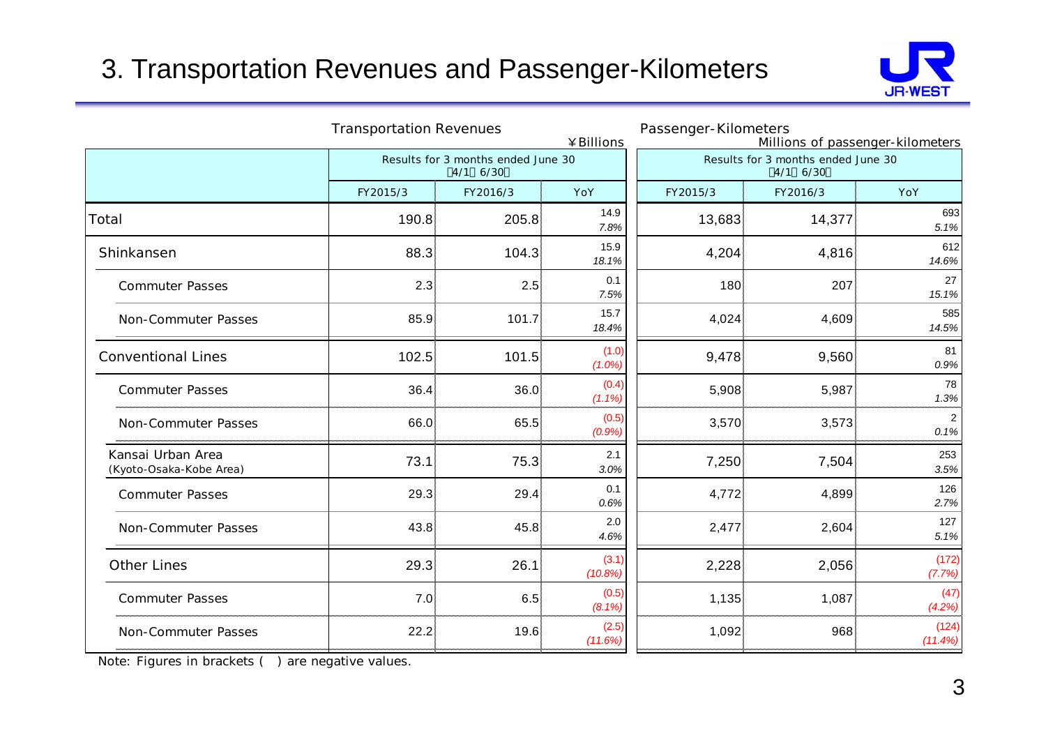# 3. Transportation Revenues and Passenger-Kilometers

| | Transportation Revenues ¥Billions | | | Passenger-Kilometers Millions of passenger-kilometers | | |
|---|---|---|---|---|---|---|
| | Results for 3 months ended June 30 (4/1–6/30) | | | Results for 3 months ended June 30 (4/1–6/30) | | |
| | FY2015/3 | FY2016/3 | YoY | FY2015/3 | FY2016/3 | YoY |
| Total | 190.8 | 205.8 | 14.9 *7.8%* | 13,683 | 14,377 | 693 *5.1%* |
| Shinkansen | 88.3 | 104.3 | 15.9 *18.1%* | 4,204 | 4,816 | 612 *14.6%* |
| Commuter Passes | 2.3 | 2.5 | 0.1 *7.5%* | 180 | 207 | 27 *15.1%* |
| Non-Commuter Passes | 85.9 | 101.7 | 15.7 *18.4%* | 4,024 | 4,609 | 585 *14.5%* |
| Conventional Lines | 102.5 | 101.5 | (1.0) *(1.0%)* | 9,478 | 9,560 | 81 *0.9%* |
| Commuter Passes | 36.4 | 36.0 | (0.4) *(1.1%)* | 5,908 | 5,987 | 78 *1.3%* |
| Non-Commuter Passes | 66.0 | 65.5 | (0.5) *(0.9%)* | 3,570 | 3,573 | 2 *0.1%* |
| Kansai Urban Area (Kyoto-Osaka-Kobe Area) | 73.1 | 75.3 | 2.1 *3.0%* | 7,250 | 7,504 | 253 *3.5%* |
| Commuter Passes | 29.3 | 29.4 | 0.1 *0.6%* | 4,772 | 4,899 | 126 *2.7%* |
| Non-Commuter Passes | 43.8 | 45.8 | 2.0 *4.6%* | 2,477 | 2,604 | 127 *5.1%* |
| Other Lines | 29.3 | 26.1 | (3.1) *(10.8%)* | 2,228 | 2,056 | (172) *(7.7%)* |
| Commuter Passes | 7.0 | 6.5 | (0.5) *(8.1%)* | 1,135 | 1,087 | (47) *(4.2%)* |
| Non-Commuter Passes | 22.2 | 19.6 | (2.5) *(11.6%)* | 1,092 | 968 | (124) *(11.4%)* |

Note: Figures in brackets ( ) are negative values.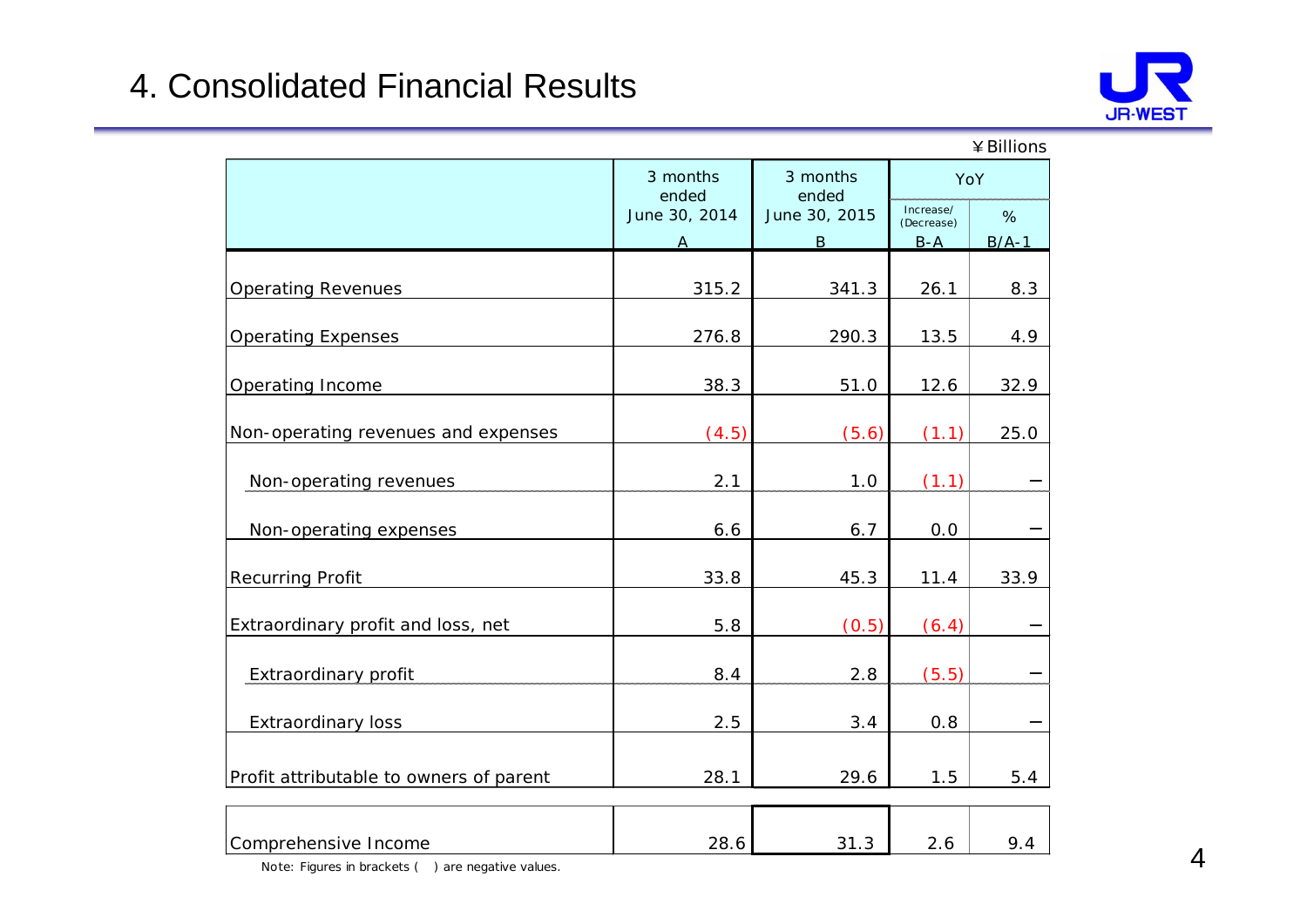# 4. Consolidated Financial Results

¥Billions

| | 3 months ended June 30, 2014 | 3 months ended June 30, 2015 | YoY | |
|---|---|---|---|---|
| | | | Increase/ (Decrease) | % |
| | A | B | B-A | B/A-1 |
| Operating Revenues | 315.2 | 341.3 | 26.1 | 8.3 |
| Operating Expenses | 276.8 | 290.3 | 13.5 | 4.9 |
| Operating Income | 38.3 | 51.0 | 12.6 | 32.9 |
| Non-operating revenues and expenses | (4.5) | (5.6) | (1.1) | 25.0 |
| Non-operating revenues | 2.1 | 1.0 | (1.1) | − |
| Non-operating expenses | 6.6 | 6.7 | 0.0 | − |
| Recurring Profit | 33.8 | 45.3 | 11.4 | 33.9 |
| Extraordinary profit and loss, net | 5.8 | (0.5) | (6.4) | − |
| Extraordinary profit | 8.4 | 2.8 | (5.5) | − |
| Extraordinary loss | 2.5 | 3.4 | 0.8 | − |
| Profit attributable to owners of parent | 28.1 | 29.6 | 1.5 | 5.4 |
| Comprehensive Income | 28.6 | 31.3 | 2.6 | 9.4 |

Note: Figures in brackets ( ) are negative values.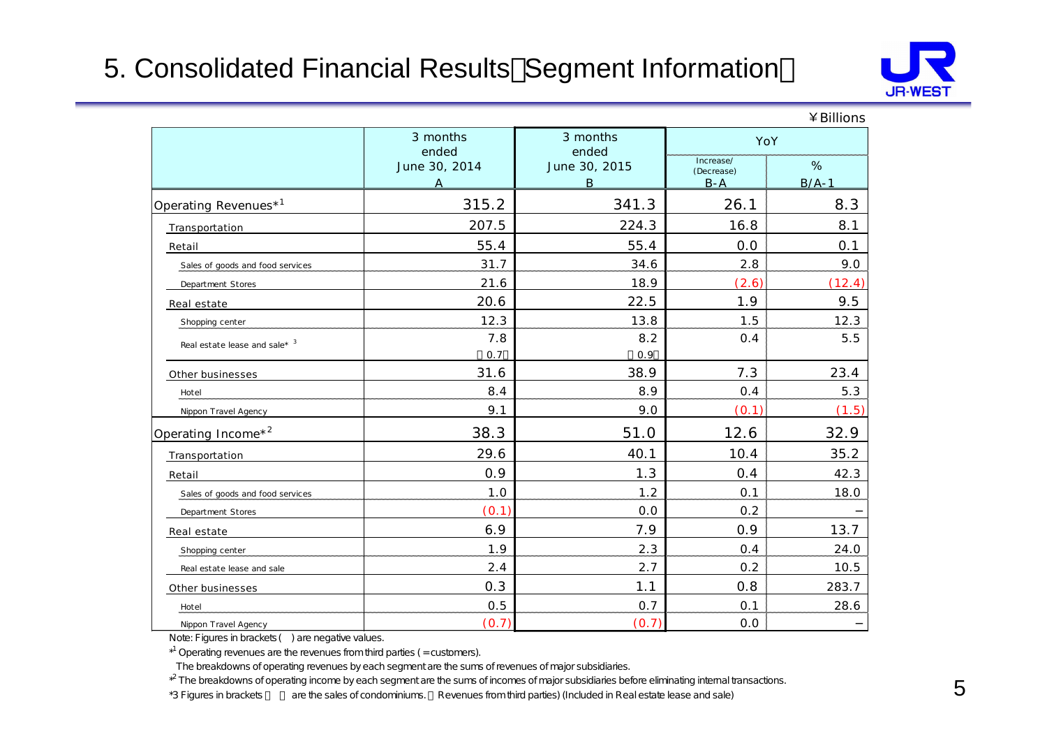# 5. Consolidated Financial Results（Segment Information）

¥Billions

| | 3 months ended June 30, 2014 A | 3 months ended June 30, 2015 B | YoY Increase/(Decrease) B-A | YoY % B/A-1 |
|---|---|---|---|---|
| Operating Revenues*[1] | 315.2 | 341.3 | 26.1 | 8.3 |
| Transportation | 207.5 | 224.3 | 16.8 | 8.1 |
| Retail | 55.4 | 55.4 | 0.0 | 0.1 |
| Sales of goods and food services | 31.7 | 34.6 | 2.8 | 9.0 |
| Department Stores | 21.6 | 18.9 | (2.6) | (12.4) |
| Real estate | 20.6 | 22.5 | 1.9 | 9.5 |
| Shopping center | 12.3 | 13.8 | 1.5 | 12.3 |
| Real estate lease and sale* [3] | 7.8 （0.7） | 8.2 （0.9） | 0.4 | 5.5 |
| Other businesses | 31.6 | 38.9 | 7.3 | 23.4 |
| Hotel | 8.4 | 8.9 | 0.4 | 5.3 |
| Nippon Travel Agency | 9.1 | 9.0 | (0.1) | (1.5) |
| Operating Income*[2] | 38.3 | 51.0 | 12.6 | 32.9 |
| Transportation | 29.6 | 40.1 | 10.4 | 35.2 |
| Retail | 0.9 | 1.3 | 0.4 | 42.3 |
| Sales of goods and food services | 1.0 | 1.2 | 0.1 | 18.0 |
| Department Stores | (0.1) | 0.0 | 0.2 | − |
| Real estate | 6.9 | 7.9 | 0.9 | 13.7 |
| Shopping center | 1.9 | 2.3 | 0.4 | 24.0 |
| Real estate lease and sale | 2.4 | 2.7 | 0.2 | 10.5 |
| Other businesses | 0.3 | 1.1 | 0.8 | 283.7 |
| Hotel | 0.5 | 0.7 | 0.1 | 28.6 |
| Nippon Travel Agency | (0.7) | (0.7) | 0.0 | − |

Note: Figures in brackets ( ) are negative values.

*[1] Operating revenues are the revenues from third parties ( =customers).

The breakdowns of operating revenues by each segment are the sums of revenues of major subsidiaries.

*[2] The breakdowns of operating income by each segment are the sums of incomes of major subsidiaries before eliminating internal transactions.

*3 Figures in brackets （ ） are the sales of condominiums. （Revenues from third parties) (Included in Real estate lease and sale)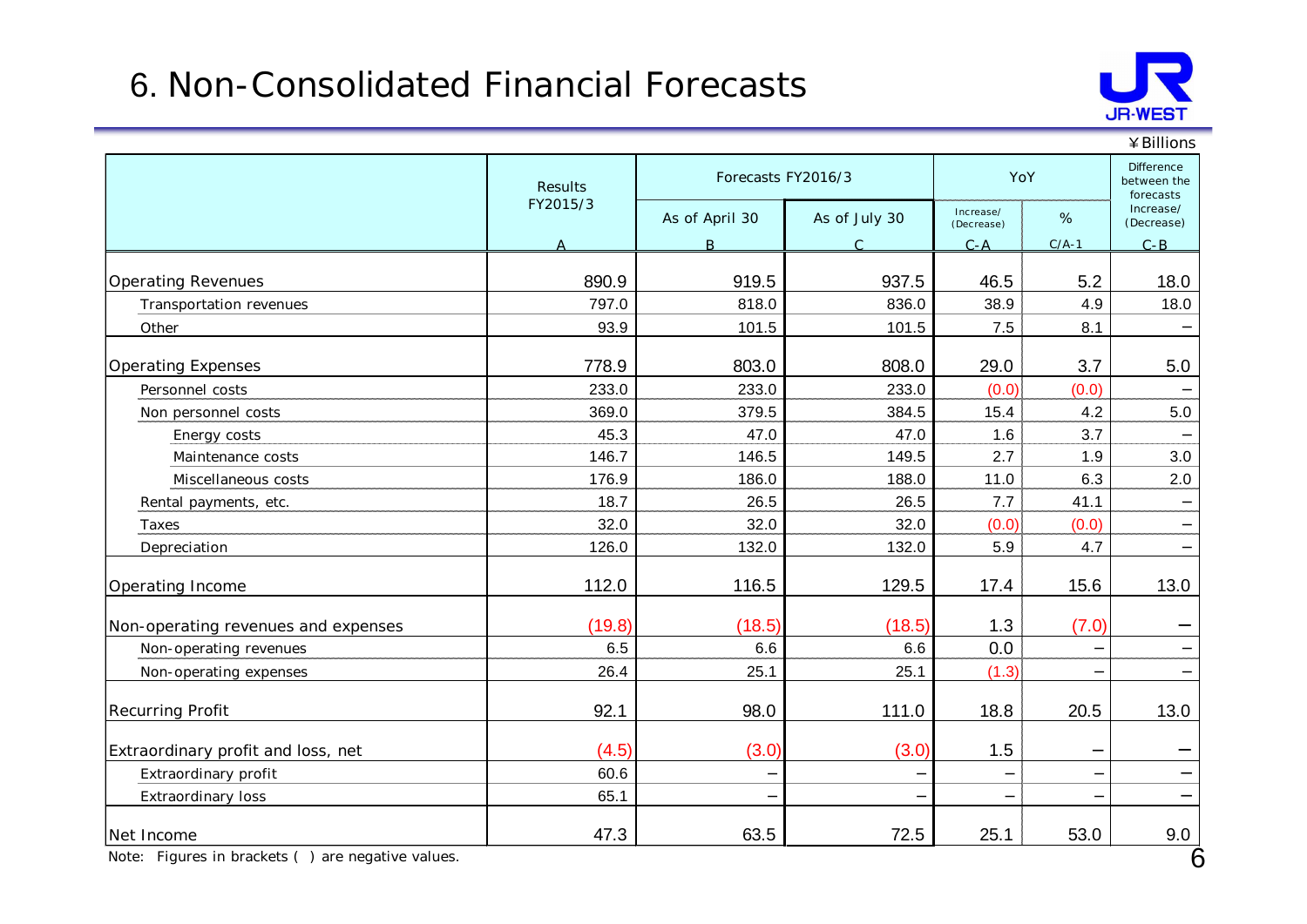# 6. Non-Consolidated Financial Forecasts

¥Billions

| | Results FY2015/3 | Forecasts FY2016/3 | | YoY | | Difference between the forecasts |
|---|---|---|---|---|---|---|
| | | As of April 30 | As of July 30 | Increase/ (Decrease) | % | Increase/ (Decrease) |
| | A | B | C | C-A | C/A-1 | C-B |
| Operating Revenues | 890.9 | 919.5 | 937.5 | 46.5 | 5.2 | 18.0 |
| Transportation revenues | 797.0 | 818.0 | 836.0 | 38.9 | 4.9 | 18.0 |
| Other | 93.9 | 101.5 | 101.5 | 7.5 | 8.1 | − |
| Operating Expenses | 778.9 | 803.0 | 808.0 | 29.0 | 3.7 | 5.0 |
| Personnel costs | 233.0 | 233.0 | 233.0 | (0.0) | (0.0) | − |
| Non personnel costs | 369.0 | 379.5 | 384.5 | 15.4 | 4.2 | 5.0 |
| Energy costs | 45.3 | 47.0 | 47.0 | 1.6 | 3.7 | − |
| Maintenance costs | 146.7 | 146.5 | 149.5 | 2.7 | 1.9 | 3.0 |
| Miscellaneous costs | 176.9 | 186.0 | 188.0 | 11.0 | 6.3 | 2.0 |
| Rental payments, etc. | 18.7 | 26.5 | 26.5 | 7.7 | 41.1 | − |
| Taxes | 32.0 | 32.0 | 32.0 | (0.0) | (0.0) | − |
| Depreciation | 126.0 | 132.0 | 132.0 | 5.9 | 4.7 | − |
| Operating Income | 112.0 | 116.5 | 129.5 | 17.4 | 15.6 | 13.0 |
| Non-operating revenues and expenses | (19.8) | (18.5) | (18.5) | 1.3 | (7.0) | − |
| Non-operating revenues | 6.5 | 6.6 | 6.6 | 0.0 | − | − |
| Non-operating expenses | 26.4 | 25.1 | 25.1 | (1.3) | − | − |
| Recurring Profit | 92.1 | 98.0 | 111.0 | 18.8 | 20.5 | 13.0 |
| Extraordinary profit and loss, net | (4.5) | (3.0) | (3.0) | 1.5 | − | − |
| Extraordinary profit | 60.6 | − | − | − | − | − |
| Extraordinary loss | 65.1 | − | − | − | − | − |
| Net Income | 47.3 | 63.5 | 72.5 | 25.1 | 53.0 | 9.0 |

Note: Figures in brackets ( ) are negative values.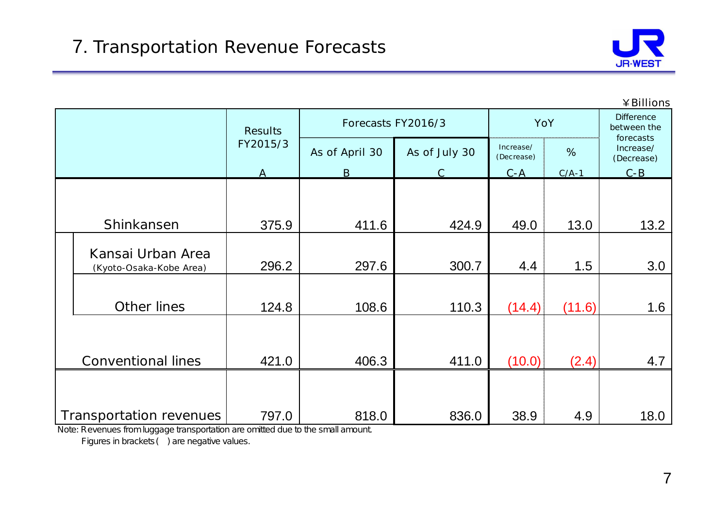# 7. Transportation Revenue Forecasts

¥Billions

| | Results FY2015/3 | Forecasts FY2016/3 | | YoY | | Difference between the forecasts |
|---|---|---|---|---|---|---|
| | | As of April 30 | As of July 30 | Increase/ (Decrease) | % | Increase/ (Decrease) |
| | A | B | C | C-A | C/A-1 | C-B |
| Shinkansen | 375.9 | 411.6 | 424.9 | 49.0 | 13.0 | 13.2 |
| Kansai Urban Area (Kyoto-Osaka-Kobe Area) | 296.2 | 297.6 | 300.7 | 4.4 | 1.5 | 3.0 |
| Other lines | 124.8 | 108.6 | 110.3 | (14.4) | (11.6) | 1.6 |
| Conventional lines | 421.0 | 406.3 | 411.0 | (10.0) | (2.4) | 4.7 |
| Transportation revenues | 797.0 | 818.0 | 836.0 | 38.9 | 4.9 | 18.0 |

Note: Revenues from luggage transportation are omitted due to the small amount.
Figures in brackets ( ) are negative values.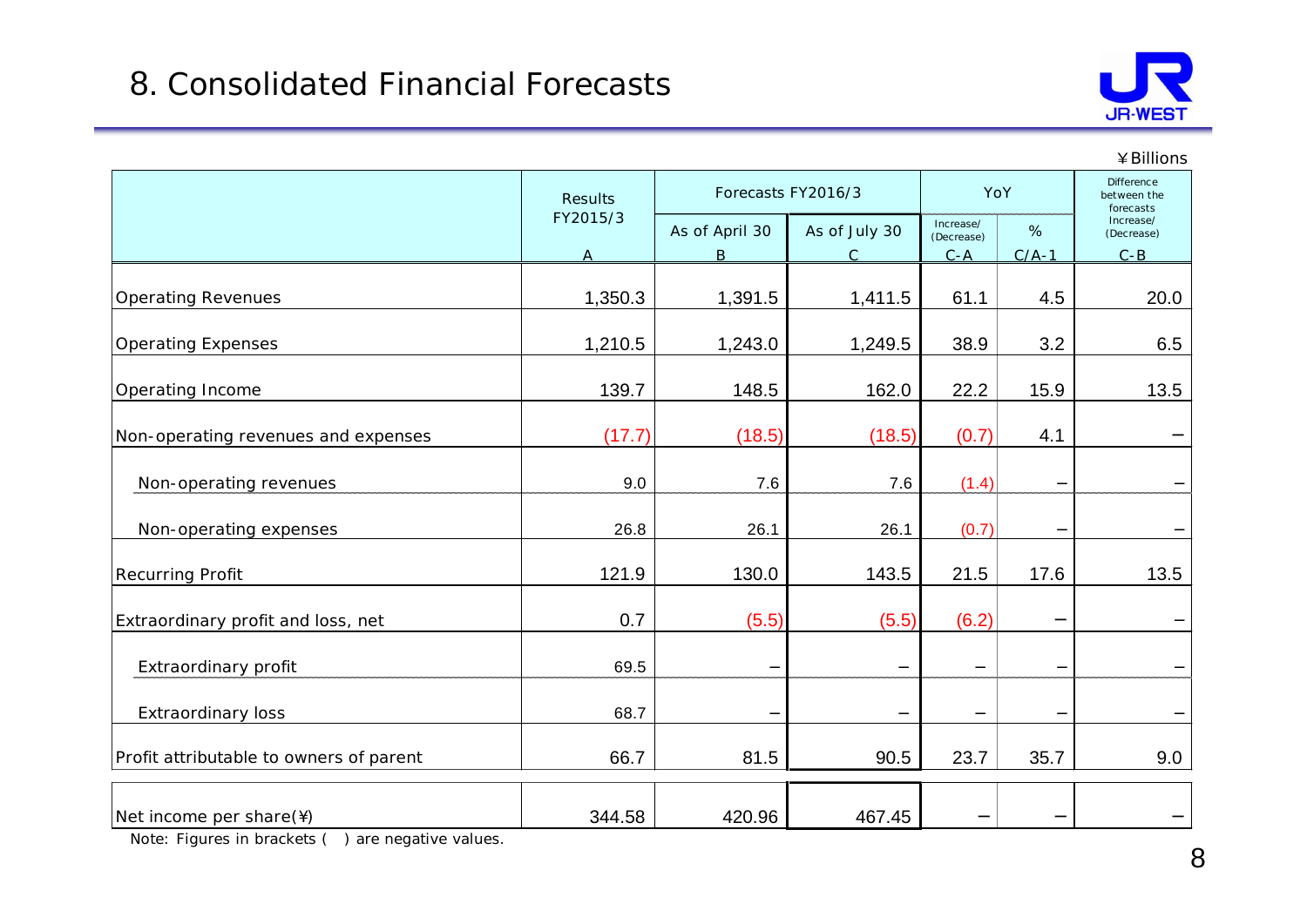# 8. Consolidated Financial Forecasts

¥Billions

| | Results FY2015/3 | Forecasts FY2016/3 | | YoY | | Difference between the forecasts |
|---|---|---|---|---|---|---|
| | | As of April 30 | As of July 30 | Increase/ (Decrease) | % | Increase/ (Decrease) |
| | A | B | C | C-A | C/A-1 | C-B |
| Operating Revenues | 1,350.3 | 1,391.5 | 1,411.5 | 61.1 | 4.5 | 20.0 |
| Operating Expenses | 1,210.5 | 1,243.0 | 1,249.5 | 38.9 | 3.2 | 6.5 |
| Operating Income | 139.7 | 148.5 | 162.0 | 22.2 | 15.9 | 13.5 |
| Non-operating revenues and expenses | (17.7) | (18.5) | (18.5) | (0.7) | 4.1 | – |
| Non-operating revenues | 9.0 | 7.6 | 7.6 | (1.4) | – | – |
| Non-operating expenses | 26.8 | 26.1 | 26.1 | (0.7) | – | – |
| Recurring Profit | 121.9 | 130.0 | 143.5 | 21.5 | 17.6 | 13.5 |
| Extraordinary profit and loss, net | 0.7 | (5.5) | (5.5) | (6.2) | – | – |
| Extraordinary profit | 69.5 | – | – | – | – | – |
| Extraordinary loss | 68.7 | – | – | – | – | – |
| Profit attributable to owners of parent | 66.7 | 81.5 | 90.5 | 23.7 | 35.7 | 9.0 |
| Net income per share(¥) | 344.58 | 420.96 | 467.45 | – | – | – |

Note: Figures in brackets ( ) are negative values.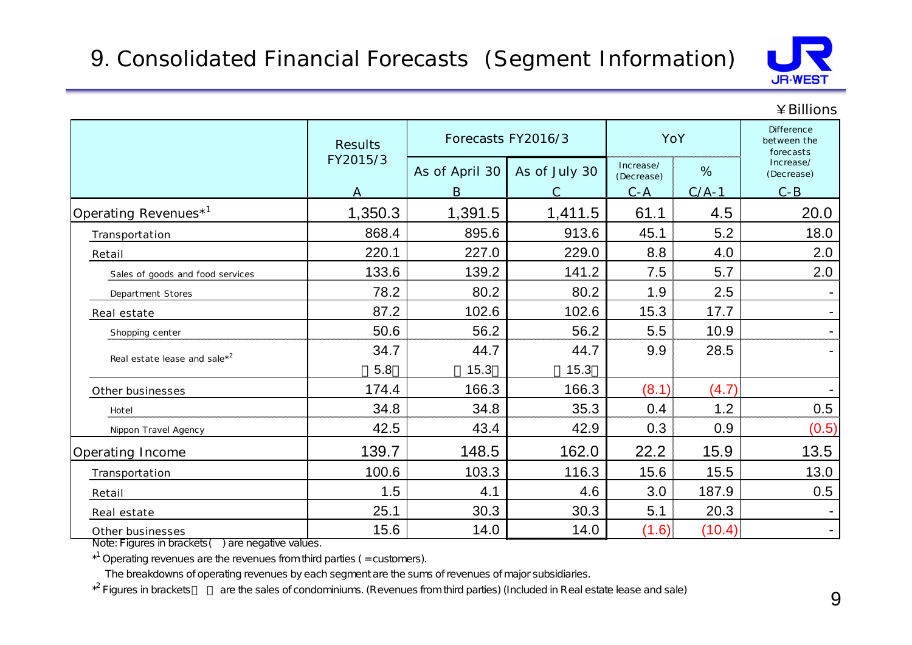# 9. Consolidated Financial Forecasts (Segment Information)

¥Billions

| | Results FY2015/3 | Forecasts FY2016/3 | | YoY | | Difference between the forecasts |
|---|---|---|---|---|---|---|
| | | As of April 30 | As of July 30 | Increase/ (Decrease) | % | Increase/ (Decrease) |
| | A | B | C | C-A | C/A-1 | C-B |
| Operating Revenues*[1] | 1,350.3 | 1,391.5 | 1,411.5 | 61.1 | 4.5 | 20.0 |
| Transportation | 868.4 | 895.6 | 913.6 | 45.1 | 5.2 | 18.0 |
| Retail | 220.1 | 227.0 | 229.0 | 8.8 | 4.0 | 2.0 |
| Sales of goods and food services | 133.6 | 139.2 | 141.2 | 7.5 | 5.7 | 2.0 |
| Department Stores | 78.2 | 80.2 | 80.2 | 1.9 | 2.5 | - |
| Real estate | 87.2 | 102.6 | 102.6 | 15.3 | 17.7 | - |
| Shopping center | 50.6 | 56.2 | 56.2 | 5.5 | 10.9 | - |
| Real estate lease and sale*[2] | 34.7 | 44.7 | 44.7 | 9.9 | 28.5 | - |
| | 【5.8】 | 【15.3】 | 【15.3】 | | | |
| Other businesses | 174.4 | 166.3 | 166.3 | (8.1) | (4.7) | - |
| Hotel | 34.8 | 34.8 | 35.3 | 0.4 | 1.2 | 0.5 |
| Nippon Travel Agency | 42.5 | 43.4 | 42.9 | 0.3 | 0.9 | (0.5) |
| Operating Income | 139.7 | 148.5 | 162.0 | 22.2 | 15.9 | 13.5 |
| Transportation | 100.6 | 103.3 | 116.3 | 15.6 | 15.5 | 13.0 |
| Retail | 1.5 | 4.1 | 4.6 | 3.0 | 187.9 | 0.5 |
| Real estate | 25.1 | 30.3 | 30.3 | 5.1 | 20.3 | - |
| Other businesses | 15.6 | 14.0 | 14.0 | (1.6) | (10.4) | - |

Note: Figures in brackets( ) are negative values.

*[1] Operating revenues are the revenues from third parties ( =customers).

The breakdowns of operating revenues by each segment are the sums of revenues of major subsidiaries.

*[2] Figures in brackets【 】 are the sales of condominiums. (Revenues from third parties) (Included in Real estate lease and sale)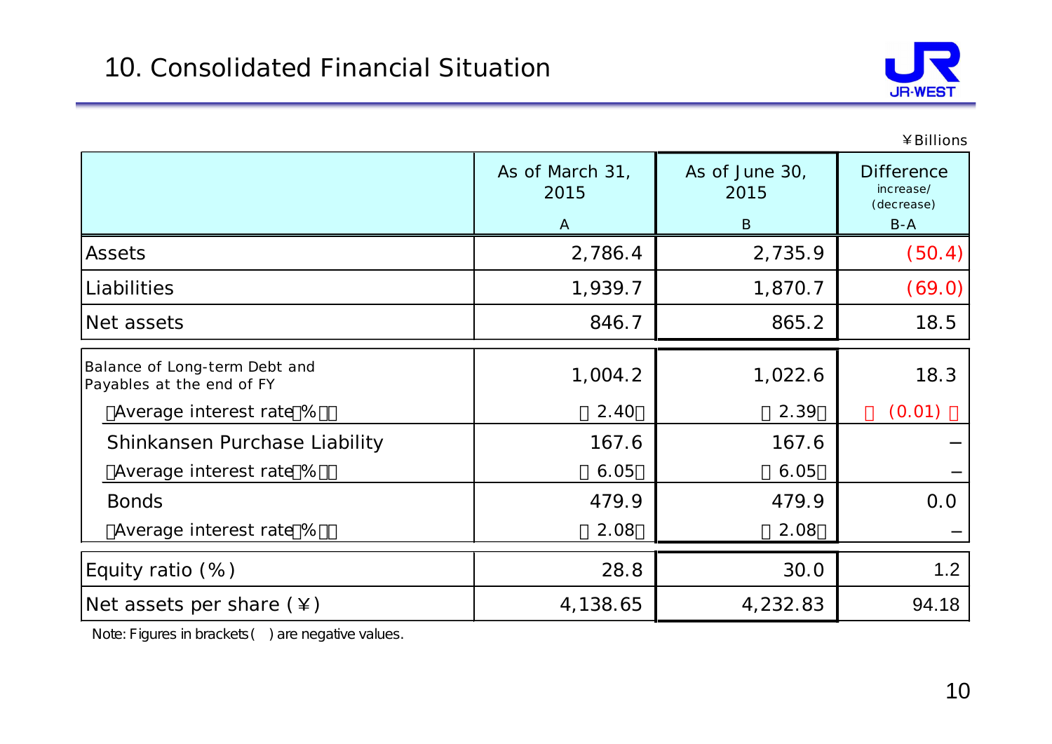# 10. Consolidated Financial Situation

¥Billions

| | As of March 31, 2015<br>A | As of June 30, 2015<br>B | Difference increase/(decrease)<br>B-A |
|---|---|---|---|
| Assets | 2,786.4 | 2,735.9 | (50.4) |
| Liabilities | 1,939.7 | 1,870.7 | (69.0) |
| Net assets | 846.7 | 865.2 | 18.5 |
| Balance of Long-term Debt and Payables at the end of FY | 1,004.2 | 1,022.6 | 18.3 |
| (Average interest rate(%)) | (2.40) | (2.39) | ((0.01)) |
| Shinkansen Purchase Liability | 167.6 | 167.6 | − |
| (Average interest rate(%)) | (6.05) | (6.05) | − |
| Bonds | 479.9 | 479.9 | 0.0 |
| (Average interest rate(%)) | (2.08) | (2.08) | − |
| Equity ratio (%) | 28.8 | 30.0 | 1.2 |
| Net assets per share (¥) | 4,138.65 | 4,232.83 | 94.18 |

Note: Figures in brackets ( ) are negative values.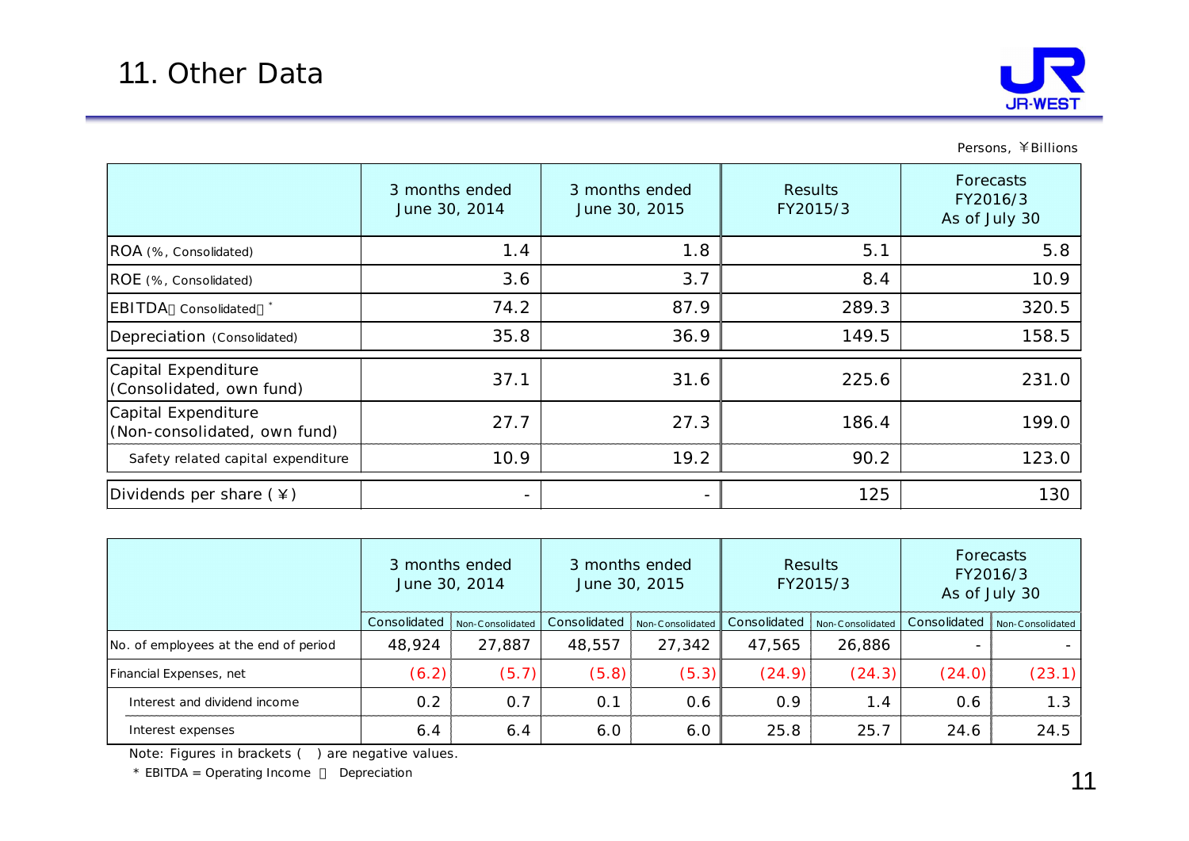# 11. Other Data

Persons, ￥Billions

| | 3 months ended June 30, 2014 | 3 months ended June 30, 2015 | Results FY2015/3 | Forecasts FY2016/3 As of July 30 |
|---|---|---|---|---|
| ROA (%, Consolidated) | 1.4 | 1.8 | 5.1 | 5.8 |
| ROE (%, Consolidated) | 3.6 | 3.7 | 8.4 | 10.9 |
| EBITDA（Consolidated）* | 74.2 | 87.9 | 289.3 | 320.5 |
| Depreciation (Consolidated) | 35.8 | 36.9 | 149.5 | 158.5 |
| Capital Expenditure (Consolidated, own fund) | 37.1 | 31.6 | 225.6 | 231.0 |
| Capital Expenditure (Non-consolidated, own fund) | 27.7 | 27.3 | 186.4 | 199.0 |
| Safety related capital expenditure | 10.9 | 19.2 | 90.2 | 123.0 |
| Dividends per share (￥) | - | - | 125 | 130 |

| | 3 months ended June 30, 2014 | | 3 months ended June 30, 2015 | | Results FY2015/3 | | Forecasts FY2016/3 As of July 30 | |
|---|---|---|---|---|---|---|---|---|
| | Consolidated | Non-Consolidated | Consolidated | Non-Consolidated | Consolidated | Non-Consolidated | Consolidated | Non-Consolidated |
| No. of employees at the end of period | 48,924 | 27,887 | 48,557 | 27,342 | 47,565 | 26,886 | - | - |
| Financial Expenses, net | (6.2) | (5.7) | (5.8) | (5.3) | (24.9) | (24.3) | (24.0) | (23.1) |
| Interest and dividend income | 0.2 | 0.7 | 0.1 | 0.6 | 0.9 | 1.4 | 0.6 | 1.3 |
| Interest expenses | 6.4 | 6.4 | 6.0 | 6.0 | 25.8 | 25.7 | 24.6 | 24.5 |

Note: Figures in brackets ( ) are negative values.

* EBITDA = Operating Income ＋ Depreciation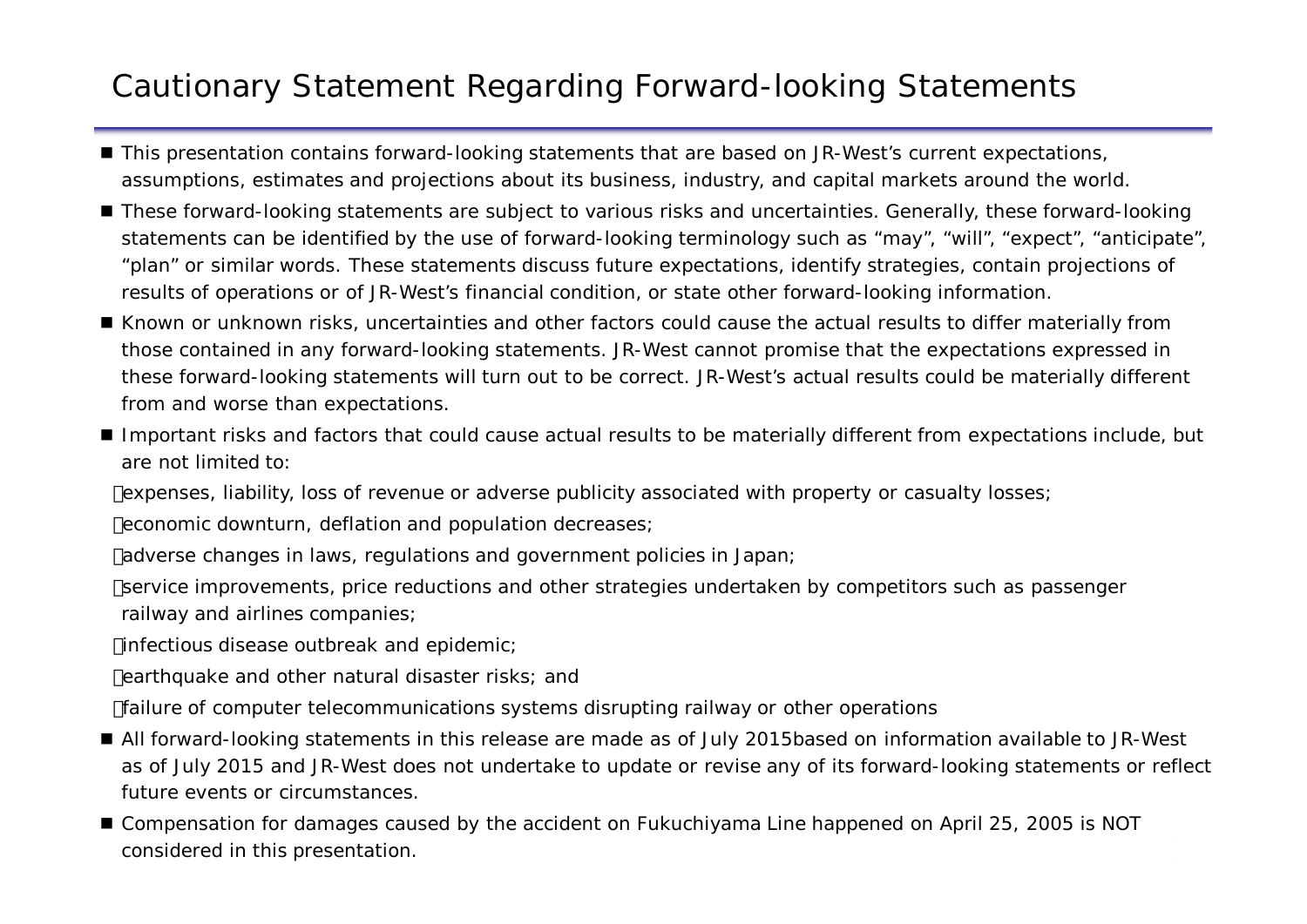# Cautionary Statement Regarding Forward-looking Statements

- This presentation contains forward-looking statements that are based on JR-West's current expectations, assumptions, estimates and projections about its business, industry, and capital markets around the world.
- These forward-looking statements are subject to various risks and uncertainties. Generally, these forward-looking statements can be identified by the use of forward-looking terminology such as "may", "will", "expect", "anticipate", "plan" or similar words. These statements discuss future expectations, identify strategies, contain projections of results of operations or of JR-West's financial condition, or state other forward-looking information.
- Known or unknown risks, uncertainties and other factors could cause the actual results to differ materially from those contained in any forward-looking statements. JR-West cannot promise that the expectations expressed in these forward-looking statements will turn out to be correct. JR-West's actual results could be materially different from and worse than expectations.
- Important risks and factors that could cause actual results to be materially different from expectations include, but are not limited to:
  - expenses, liability, loss of revenue or adverse publicity associated with property or casualty losses;
  - economic downturn, deflation and population decreases;
  - adverse changes in laws, regulations and government policies in Japan;
  - service improvements, price reductions and other strategies undertaken by competitors such as passenger railway and airlines companies;
  - infectious disease outbreak and epidemic;
  - earthquake and other natural disaster risks; and
  - failure of computer telecommunications systems disrupting railway or other operations
- All forward-looking statements in this release are made as of July 2015based on information available to JR-West as of July 2015 and JR-West does not undertake to update or revise any of its forward-looking statements or reflect future events or circumstances.
- Compensation for damages caused by the accident on Fukuchiyama Line happened on April 25, 2005 is NOT considered in this presentation.